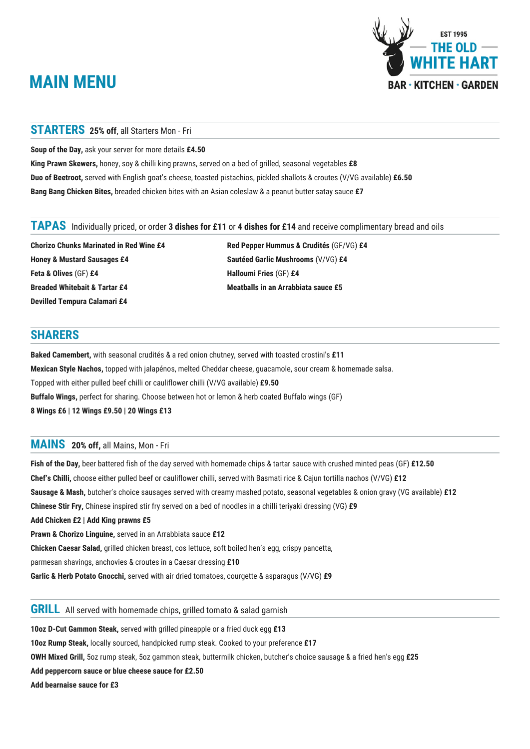EST 1995

THE OLD WHITE HART

BAR · KITCHEN · GARDEN

# MAIN MENU

## STARTERS **25% off**, all Starters Mon - Fri

**Soup of the Day,** ask your server for more details **£4.50**

**King Prawn Skewers,** honey, soy & chilli king prawns, served on a bed of grilled, seasonal vegetables **£8**

**Duo of Beetroot,** served with English goat's cheese, toasted pistachios, pickled shallots & croutes (V/VG available) **£6.50**

**Bang Bang Chicken Bites,** breaded chicken bites with an Asian coleslaw & a peanut butter satay sauce **£7**

## TAPAS Individually priced, or order **3 dishes for £11** or **4 dishes for £14** and receive complimentary bread and oils

**Chorizo Chunks Marinated in Red Wine £4**

**Honey & Mustard Sausages £4**

**Feta & Olives** (GF) **£4**

**Breaded Whitebait & Tartar £4**

**Devilled Tempura Calamari £4**

**Red Pepper Hummus & Crudités** (GF/VG) **£4**

**Sautéed Garlic Mushrooms** (V/VG) **£4**

**Halloumi Fries** (GF) **£4**

**Meatballs in an Arrabbiata sauce £5**

## SHARERS

**Baked Camembert,** with seasonal crudités & a red onion chutney, served with toasted crostini's **£11**

**Mexican Style Nachos,** topped with jalapénos, melted Cheddar cheese, guacamole, sour cream & homemade salsa.
Topped with either pulled beef chilli or cauliflower chilli (V/VG available) **£9.50**

**Buffalo Wings,** perfect for sharing. Choose between hot or lemon & herb coated Buffalo wings (GF)
**8 Wings £6 | 12 Wings £9.50 | 20 Wings £13**

## MAINS **20% off,** all Mains, Mon - Fri

**Fish of the Day,** beer battered fish of the day served with homemade chips & tartar sauce with crushed minted peas (GF) **£12.50**

**Chef's Chilli,** choose either pulled beef or cauliflower chilli, served with Basmati rice & Cajun tortilla nachos (V/VG) **£12**

**Sausage & Mash,** butcher's choice sausages served with creamy mashed potato, seasonal vegetables & onion gravy (VG available) **£12**

**Chinese Stir Fry,** Chinese inspired stir fry served on a bed of noodles in a chilli teriyaki dressing (VG) **£9**

**Add Chicken £2 | Add King prawns £5**

**Prawn & Chorizo Linguine,** served in an Arrabbiata sauce **£12**

**Chicken Caesar Salad,** grilled chicken breast, cos lettuce, soft boiled hen's egg, crispy pancetta,
parmesan shavings, anchovies & croutes in a Caesar dressing **£10**

**Garlic & Herb Potato Gnocchi,** served with air dried tomatoes, courgette & asparagus (V/VG) **£9**

## GRILL All served with homemade chips, grilled tomato & salad garnish

**10oz D-Cut Gammon Steak,** served with grilled pineapple or a fried duck egg **£13**

**10oz Rump Steak,** locally sourced, handpicked rump steak. Cooked to your preference **£17**

**OWH Mixed Grill,** 5oz rump steak, 5oz gammon steak, buttermilk chicken, butcher's choice sausage & a fried hen's egg **£25**

**Add peppercorn sauce or blue cheese sauce for £2.50**

**Add bearnaise sauce for £3**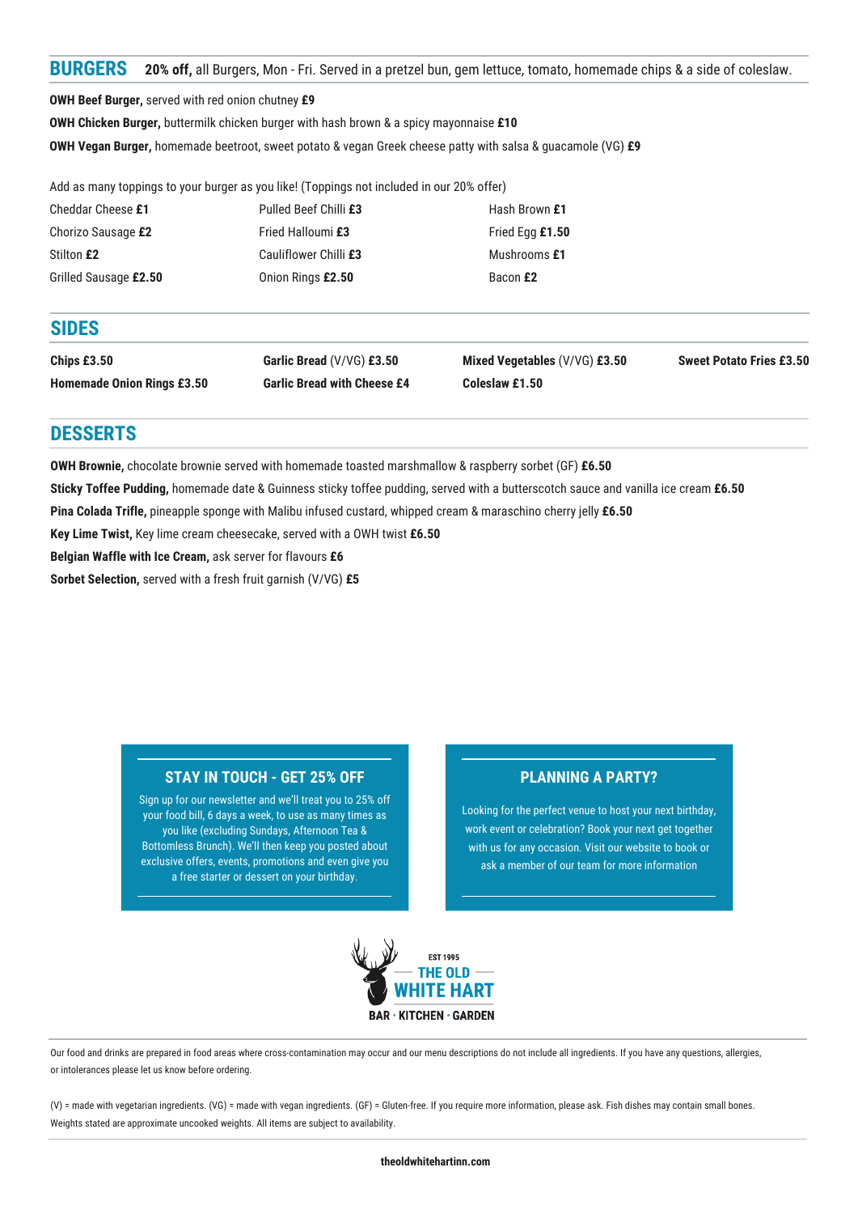## BURGERS

**20% off,** all Burgers, Mon - Fri. Served in a pretzel bun, gem lettuce, tomato, homemade chips & a side of coleslaw.

**OWH Beef Burger,** served with red onion chutney **£9**

**OWH Chicken Burger,** buttermilk chicken burger with hash brown & a spicy mayonnaise **£10**

**OWH Vegan Burger,** homemade beetroot, sweet potato & vegan Greek cheese patty with salsa & guacamole (VG) **£9**

Add as many toppings to your burger as you like! (Toppings not included in our 20% offer)

| | | |
|---|---|---|
| Cheddar Cheese **£1** | Pulled Beef Chilli **£3** | Hash Brown **£1** |
| Chorizo Sausage **£2** | Fried Halloumi **£3** | Fried Egg **£1.50** |
| Stilton **£2** | Cauliflower Chilli **£3** | Mushrooms **£1** |
| Grilled Sausage **£2.50** | Onion Rings **£2.50** | Bacon **£2** |

## SIDES

| | | | |
|---|---|---|---|
| **Chips £3.50** | **Garlic Bread** (V/VG) **£3.50** | **Mixed Vegetables** (V/VG) **£3.50** | **Sweet Potato Fries £3.50** |
| **Homemade Onion Rings £3.50** | **Garlic Bread with Cheese £4** | **Coleslaw £1.50** | |

## DESSERTS

**OWH Brownie,** chocolate brownie served with homemade toasted marshmallow & raspberry sorbet (GF) **£6.50**

**Sticky Toffee Pudding,** homemade date & Guinness sticky toffee pudding, served with a butterscotch sauce and vanilla ice cream **£6.50**

**Pina Colada Trifle,** pineapple sponge with Malibu infused custard, whipped cream & maraschino cherry jelly **£6.50**

**Key Lime Twist,** Key lime cream cheesecake, served with a OWH twist **£6.50**

**Belgian Waffle with Ice Cream,** ask server for flavours **£6**

**Sorbet Selection,** served with a fresh fruit garnish (V/VG) **£5**

### STAY IN TOUCH - GET 25% OFF

Sign up for our newsletter and we'll treat you to 25% off your food bill, 6 days a week, to use as many times as you like (excluding Sundays, Afternoon Tea & Bottomless Brunch). We'll then keep you posted about exclusive offers, events, promotions and even give you a free starter or dessert on your birthday.

### PLANNING A PARTY?

Looking for the perfect venue to host your next birthday, work event or celebration? Book your next get together with us for any occasion. Visit our website to book or ask a member of our team for more information

EST 1995
THE OLD WHITE HART
BAR · KITCHEN · GARDEN

Our food and drinks are prepared in food areas where cross-contamination may occur and our menu descriptions do not include all ingredients. If you have any questions, allergies, or intolerances please let us know before ordering.

(V) = made with vegetarian ingredients. (VG) = made with vegan ingredients. (GF) = Gluten-free. If you require more information, please ask. Fish dishes may contain small bones. Weights stated are approximate uncooked weights. All items are subject to availability.

theoldwhitehartinn.com